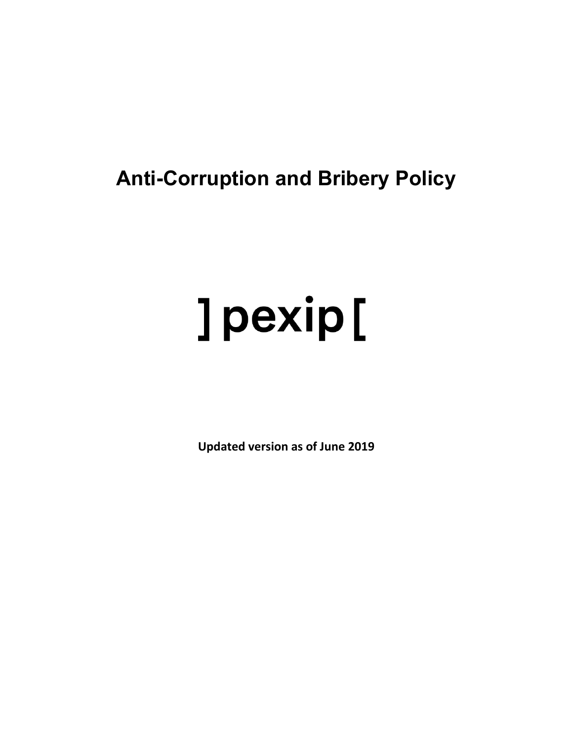# Anti-Corruption and Bribery Policy

] pexip [

**Updated version as of June 2019**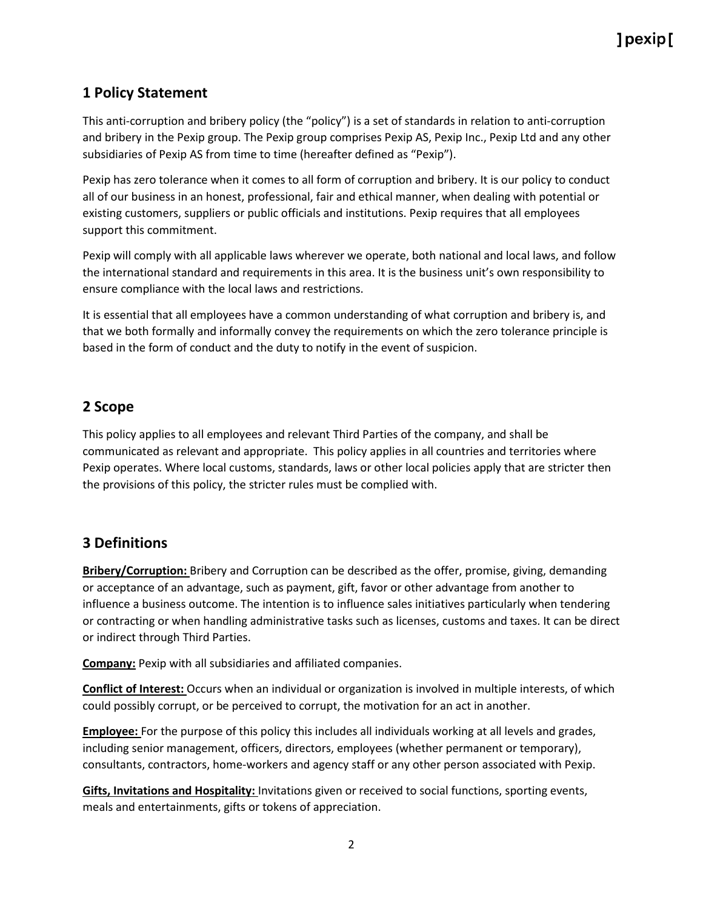## 1 Policy Statement

This anti-corruption and bribery policy (the “policy”) is a set of standards in relation to anti-corruption and bribery in the Pexip group. The Pexip group comprises Pexip AS, Pexip Inc., Pexip Ltd and any other subsidiaries of Pexip AS from time to time (hereafter defined as “Pexip”).

Pexip has zero tolerance when it comes to all form of corruption and bribery. It is our policy to conduct all of our business in an honest, professional, fair and ethical manner, when dealing with potential or existing customers, suppliers or public officials and institutions. Pexip requires that all employees support this commitment.

Pexip will comply with all applicable laws wherever we operate, both national and local laws, and follow the international standard and requirements in this area. It is the business unit’s own responsibility to ensure compliance with the local laws and restrictions.

It is essential that all employees have a common understanding of what corruption and bribery is, and that we both formally and informally convey the requirements on which the zero tolerance principle is based in the form of conduct and the duty to notify in the event of suspicion.

## 2 Scope

This policy applies to all employees and relevant Third Parties of the company, and shall be communicated as relevant and appropriate. This policy applies in all countries and territories where Pexip operates. Where local customs, standards, laws or other local policies apply that are stricter then the provisions of this policy, the stricter rules must be complied with.

## 3 Definitions

**Bribery/Corruption:** Bribery and Corruption can be described as the offer, promise, giving, demanding or acceptance of an advantage, such as payment, gift, favor or other advantage from another to influence a business outcome. The intention is to influence sales initiatives particularly when tendering or contracting or when handling administrative tasks such as licenses, customs and taxes. It can be direct or indirect through Third Parties.

**Company:** Pexip with all subsidiaries and affiliated companies.

**Conflict of Interest:** Occurs when an individual or organization is involved in multiple interests, of which could possibly corrupt, or be perceived to corrupt, the motivation for an act in another.

**Employee:** For the purpose of this policy this includes all individuals working at all levels and grades, including senior management, officers, directors, employees (whether permanent or temporary), consultants, contractors, home-workers and agency staff or any other person associated with Pexip.

**Gifts, Invitations and Hospitality:** Invitations given or received to social functions, sporting events, meals and entertainments, gifts or tokens of appreciation.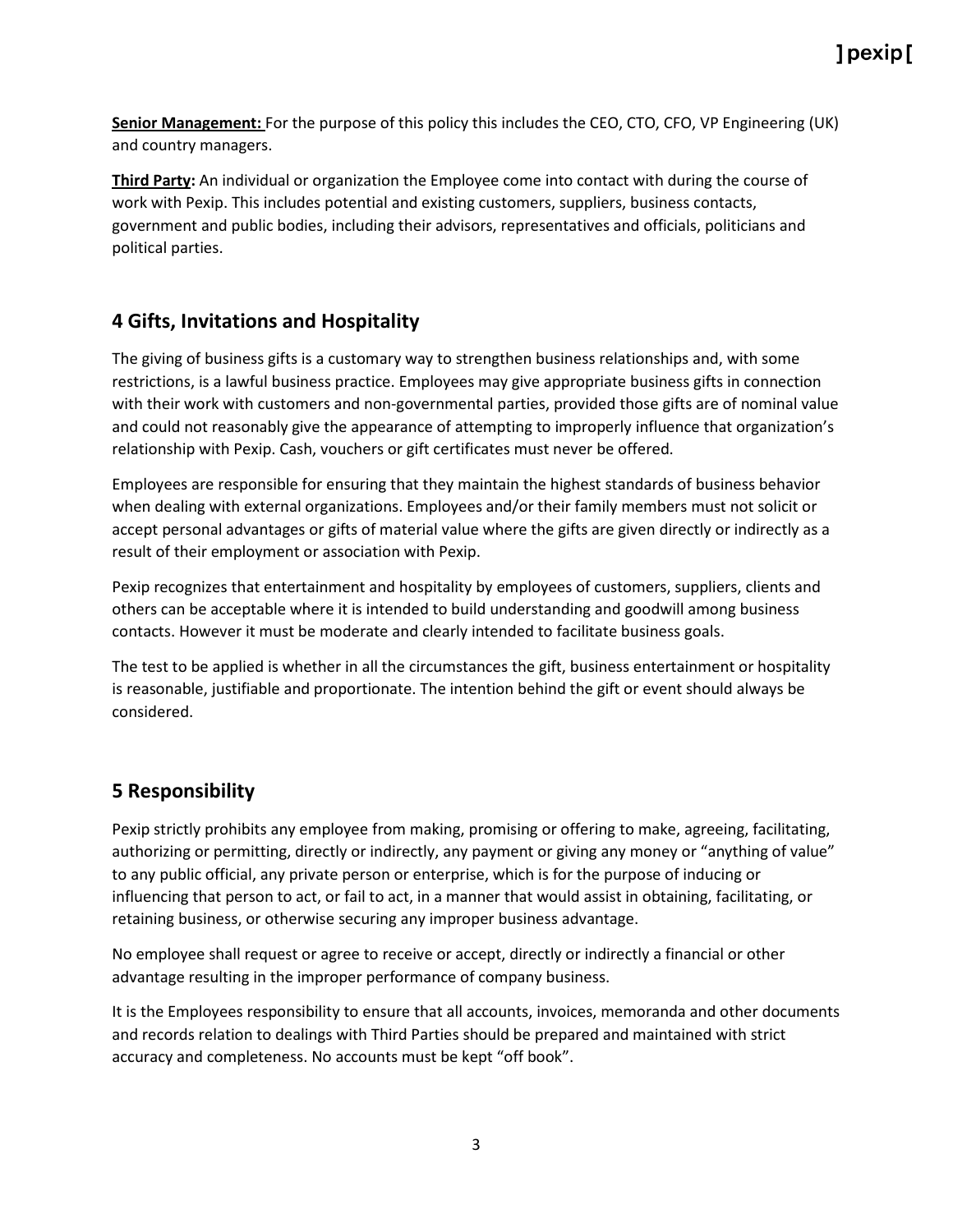**Senior Management:** For the purpose of this policy this includes the CEO, CTO, CFO, VP Engineering (UK) and country managers.

**Third Party:** An individual or organization the Employee come into contact with during the course of work with Pexip. This includes potential and existing customers, suppliers, business contacts, government and public bodies, including their advisors, representatives and officials, politicians and political parties.

## 4 Gifts, Invitations and Hospitality

The giving of business gifts is a customary way to strengthen business relationships and, with some restrictions, is a lawful business practice. Employees may give appropriate business gifts in connection with their work with customers and non-governmental parties, provided those gifts are of nominal value and could not reasonably give the appearance of attempting to improperly influence that organization's relationship with Pexip. Cash, vouchers or gift certificates must never be offered.

Employees are responsible for ensuring that they maintain the highest standards of business behavior when dealing with external organizations. Employees and/or their family members must not solicit or accept personal advantages or gifts of material value where the gifts are given directly or indirectly as a result of their employment or association with Pexip.

Pexip recognizes that entertainment and hospitality by employees of customers, suppliers, clients and others can be acceptable where it is intended to build understanding and goodwill among business contacts. However it must be moderate and clearly intended to facilitate business goals.

The test to be applied is whether in all the circumstances the gift, business entertainment or hospitality is reasonable, justifiable and proportionate. The intention behind the gift or event should always be considered.

## 5 Responsibility

Pexip strictly prohibits any employee from making, promising or offering to make, agreeing, facilitating, authorizing or permitting, directly or indirectly, any payment or giving any money or "anything of value" to any public official, any private person or enterprise, which is for the purpose of inducing or influencing that person to act, or fail to act, in a manner that would assist in obtaining, facilitating, or retaining business, or otherwise securing any improper business advantage.

No employee shall request or agree to receive or accept, directly or indirectly a financial or other advantage resulting in the improper performance of company business.

It is the Employees responsibility to ensure that all accounts, invoices, memoranda and other documents and records relation to dealings with Third Parties should be prepared and maintained with strict accuracy and completeness. No accounts must be kept "off book".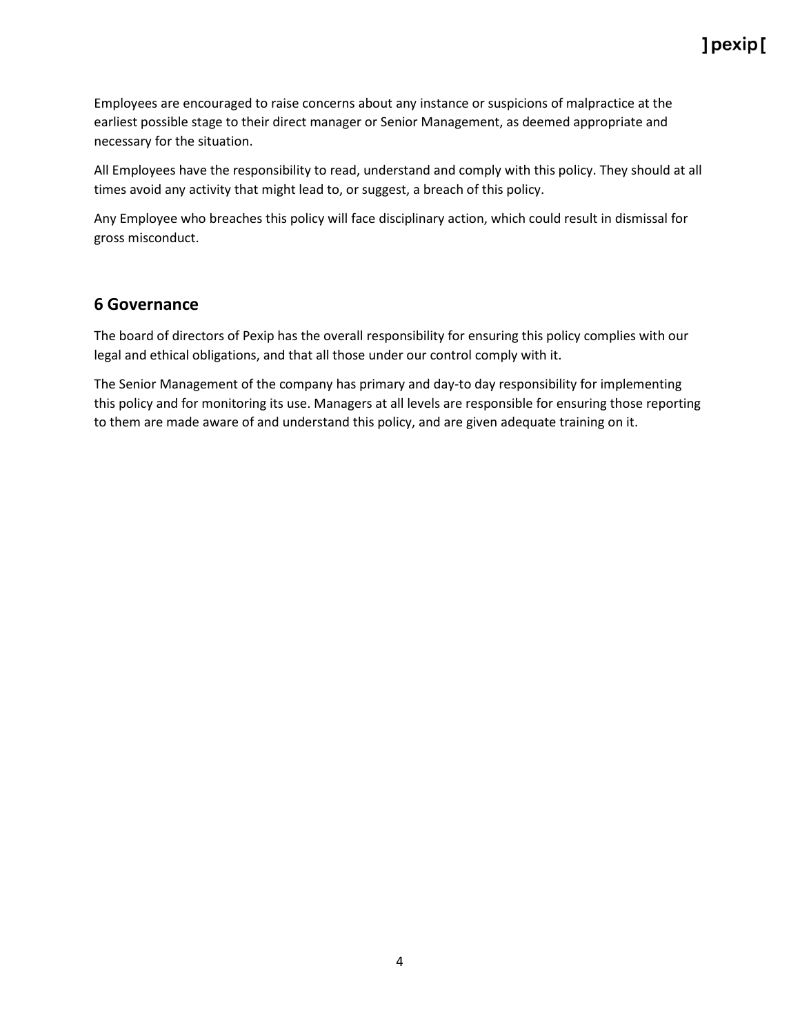Employees are encouraged to raise concerns about any instance or suspicions of malpractice at the earliest possible stage to their direct manager or Senior Management, as deemed appropriate and necessary for the situation.

All Employees have the responsibility to read, understand and comply with this policy. They should at all times avoid any activity that might lead to, or suggest, a breach of this policy.

Any Employee who breaches this policy will face disciplinary action, which could result in dismissal for gross misconduct.

## 6 Governance

The board of directors of Pexip has the overall responsibility for ensuring this policy complies with our legal and ethical obligations, and that all those under our control comply with it.

The Senior Management of the company has primary and day-to day responsibility for implementing this policy and for monitoring its use. Managers at all levels are responsible for ensuring those reporting to them are made aware of and understand this policy, and are given adequate training on it.